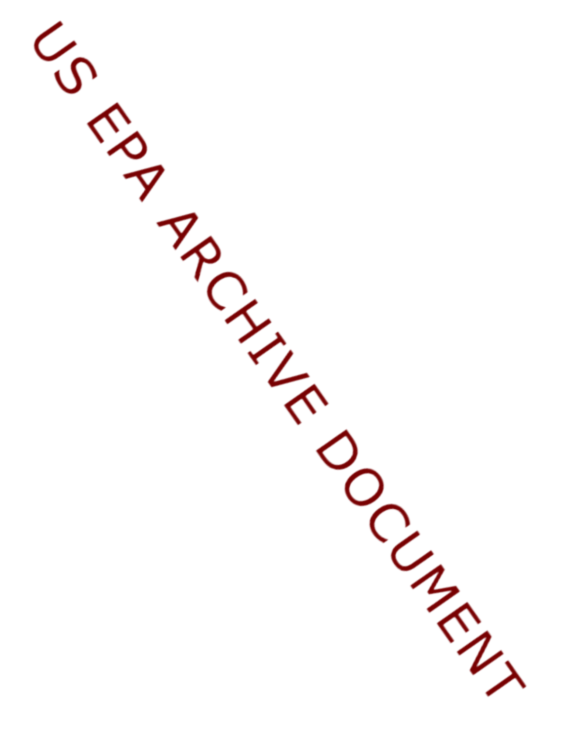US EPA ARCHIVE DOCUMENT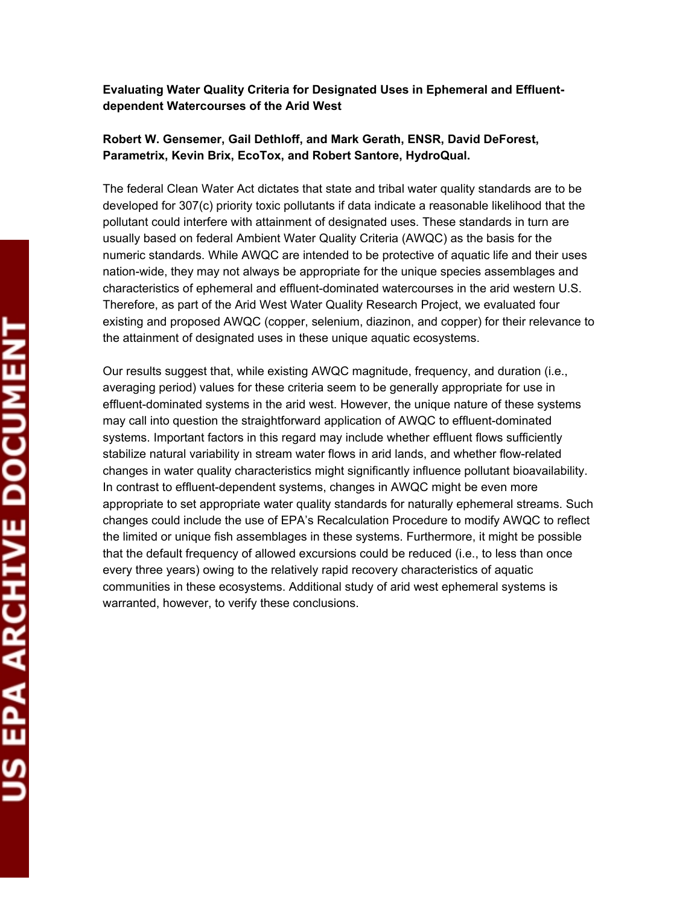**Evaluating Water Quality Criteria for Designated Uses in Ephemeral and Effluent-dependent Watercourses of the Arid West**

**Robert W. Gensemer, Gail Dethloff, and Mark Gerath, ENSR, David DeForest, Parametrix, Kevin Brix, EcoTox, and Robert Santore, HydroQual.**

The federal Clean Water Act dictates that state and tribal water quality standards are to be developed for 307(c) priority toxic pollutants if data indicate a reasonable likelihood that the pollutant could interfere with attainment of designated uses. These standards in turn are usually based on federal Ambient Water Quality Criteria (AWQC) as the basis for the numeric standards. While AWQC are intended to be protective of aquatic life and their uses nation-wide, they may not always be appropriate for the unique species assemblages and characteristics of ephemeral and effluent-dominated watercourses in the arid western U.S. Therefore, as part of the Arid West Water Quality Research Project, we evaluated four existing and proposed AWQC (copper, selenium, diazinon, and copper) for their relevance to the attainment of designated uses in these unique aquatic ecosystems.

Our results suggest that, while existing AWQC magnitude, frequency, and duration (i.e., averaging period) values for these criteria seem to be generally appropriate for use in effluent-dominated systems in the arid west. However, the unique nature of these systems may call into question the straightforward application of AWQC to effluent-dominated systems. Important factors in this regard may include whether effluent flows sufficiently stabilize natural variability in stream water flows in arid lands, and whether flow-related changes in water quality characteristics might significantly influence pollutant bioavailability. In contrast to effluent-dependent systems, changes in AWQC might be even more appropriate to set appropriate water quality standards for naturally ephemeral streams. Such changes could include the use of EPA's Recalculation Procedure to modify AWQC to reflect the limited or unique fish assemblages in these systems. Furthermore, it might be possible that the default frequency of allowed excursions could be reduced (i.e., to less than once every three years) owing to the relatively rapid recovery characteristics of aquatic communities in these ecosystems. Additional study of arid west ephemeral systems is warranted, however, to verify these conclusions.